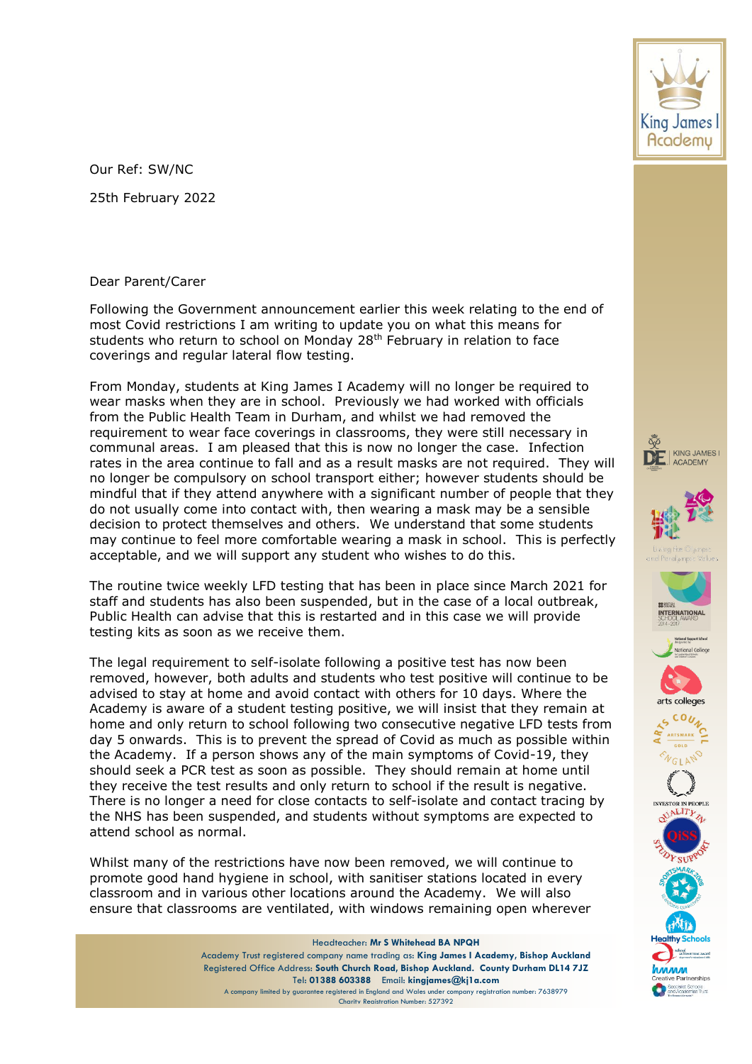Our Ref: SW/NC

25th February 2022

Dear Parent/Carer

Following the Government announcement earlier this week relating to the end of most Covid restrictions I am writing to update you on what this means for students who return to school on Monday 28th February in relation to face coverings and regular lateral flow testing.

From Monday, students at King James I Academy will no longer be required to wear masks when they are in school. Previously we had worked with officials from the Public Health Team in Durham, and whilst we had removed the requirement to wear face coverings in classrooms, they were still necessary in communal areas. I am pleased that this is now no longer the case. Infection rates in the area continue to fall and as a result masks are not required. They will no longer be compulsory on school transport either; however students should be mindful that if they attend anywhere with a significant number of people that they do not usually come into contact with, then wearing a mask may be a sensible decision to protect themselves and others. We understand that some students may continue to feel more comfortable wearing a mask in school. This is perfectly acceptable, and we will support any student who wishes to do this.

The routine twice weekly LFD testing that has been in place since March 2021 for staff and students has also been suspended, but in the case of a local outbreak, Public Health can advise that this is restarted and in this case we will provide testing kits as soon as we receive them.

The legal requirement to self-isolate following a positive test has now been removed, however, both adults and students who test positive will continue to be advised to stay at home and avoid contact with others for 10 days. Where the Academy is aware of a student testing positive, we will insist that they remain at home and only return to school following two consecutive negative LFD tests from day 5 onwards. This is to prevent the spread of Covid as much as possible within the Academy. If a person shows any of the main symptoms of Covid-19, they should seek a PCR test as soon as possible. They should remain at home until they receive the test results and only return to school if the result is negative. There is no longer a need for close contacts to self-isolate and contact tracing by the NHS has been suspended, and students without symptoms are expected to attend school as normal.

Whilst many of the restrictions have now been removed, we will continue to promote good hand hygiene in school, with sanitiser stations located in every classroom and in various other locations around the Academy. We will also ensure that classrooms are ventilated, with windows remaining open wherever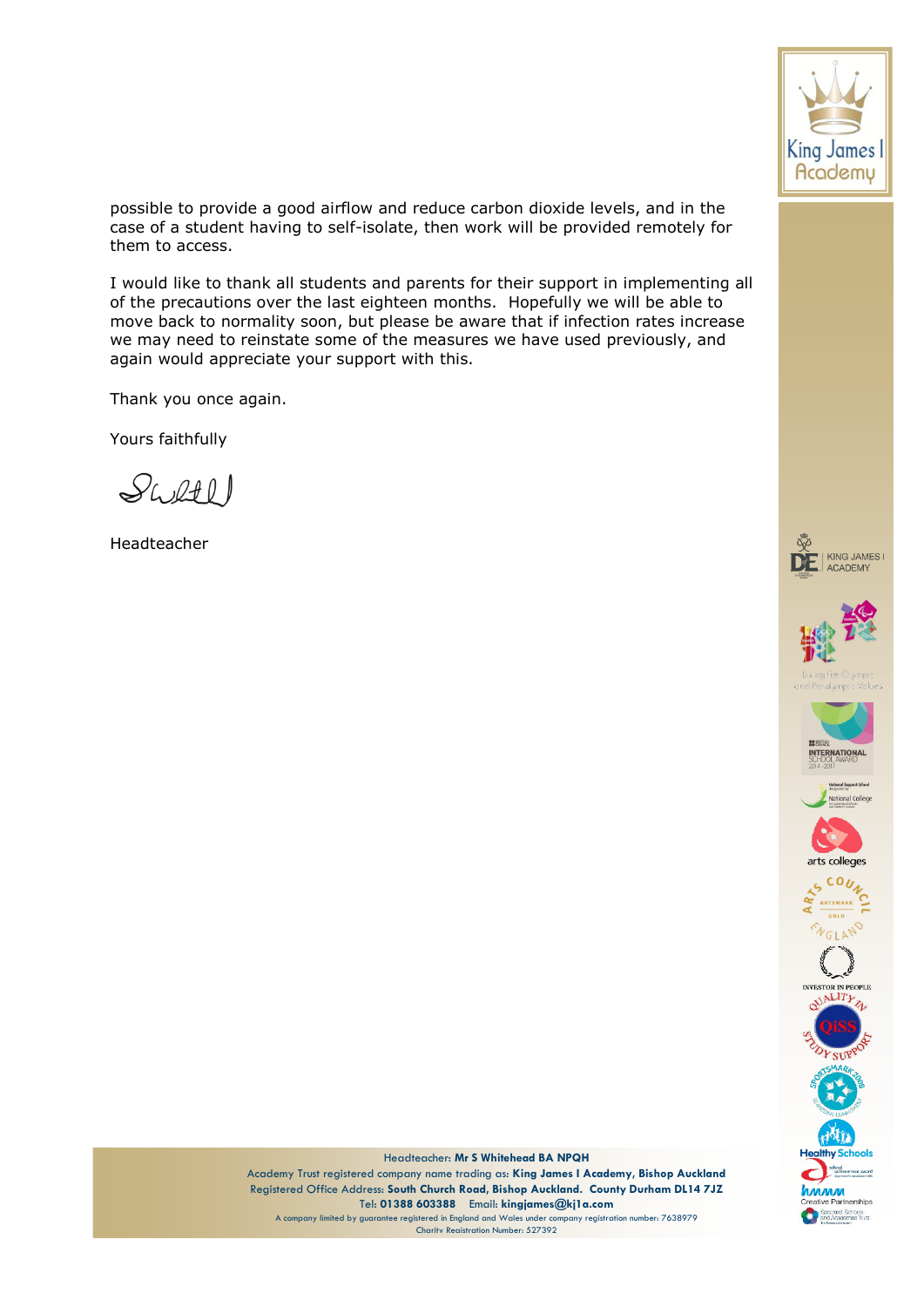possible to provide a good airflow and reduce carbon dioxide levels, and in the case of a student having to self-isolate, then work will be provided remotely for them to access.

I would like to thank all students and parents for their support in implementing all of the precautions over the last eighteen months. Hopefully we will be able to move back to normality soon, but please be aware that if infection rates increase we may need to reinstate some of the measures we have used previously, and again would appreciate your support with this.

Thank you once again.

Yours faithfully

Headteacher

Headteacher: **Mr S Whitehead BA NPQH**
Academy Trust registered company name trading as: **King James I Academy, Bishop Auckland**
Registered Office Address: **South Church Road, Bishop Auckland. County Durham DL14 7JZ**
Tel: **01388 603388** Email: **kingjames@kj1a.com**
A company limited by guarantee registered in England and Wales under company registration number: 7638979
Charity Registration Number: 527392